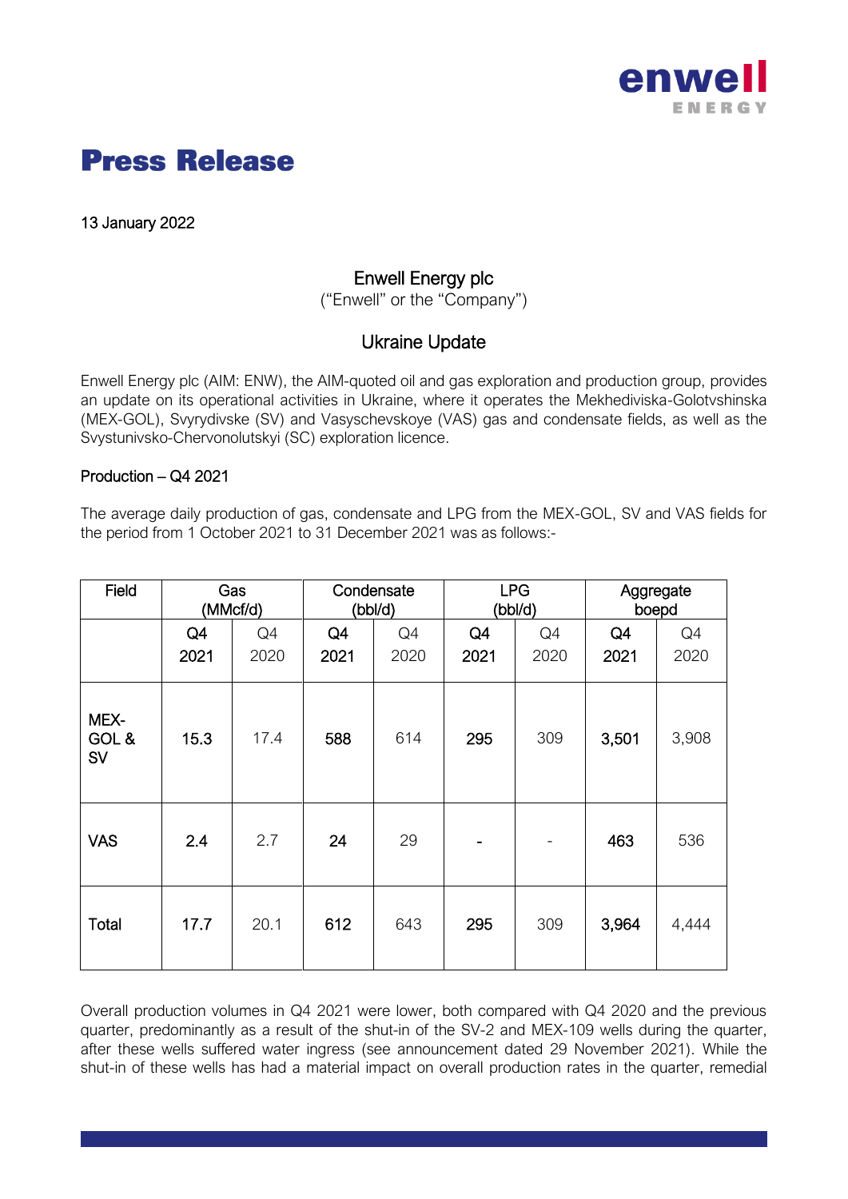# Press Release

13 January 2022

## Enwell Energy plc

("Enwell" or the "Company")

## Ukraine Update

Enwell Energy plc (AIM: ENW), the AIM-quoted oil and gas exploration and production group, provides an update on its operational activities in Ukraine, where it operates the Mekhediviska-Golotvshinska (MEX-GOL), Svyrydivske (SV) and Vasyschevskoye (VAS) gas and condensate fields, as well as the Svystunivsko-Chervonolutskyi (SC) exploration licence.

### Production – Q4 2021

The average daily production of gas, condensate and LPG from the MEX-GOL, SV and VAS fields for the period from 1 October 2021 to 31 December 2021 was as follows:-

| Field | Gas (MMcf/d) | | Condensate (bbl/d) | | LPG (bbl/d) | | Aggregate boepd | |
|---|---|---|---|---|---|---|---|---|
| | **Q4 2021** | Q4 2020 | **Q4 2021** | Q4 2020 | **Q4 2021** | Q4 2020 | **Q4 2021** | Q4 2020 |
| **MEX-GOL & SV** | **15.3** | 17.4 | **588** | 614 | **295** | 309 | **3,501** | 3,908 |
| **VAS** | **2.4** | 2.7 | **24** | 29 | **-** | - | **463** | 536 |
| **Total** | **17.7** | 20.1 | **612** | 643 | **295** | 309 | **3,964** | 4,444 |

Overall production volumes in Q4 2021 were lower, both compared with Q4 2020 and the previous quarter, predominantly as a result of the shut-in of the SV-2 and MEX-109 wells during the quarter, after these wells suffered water ingress (see announcement dated 29 November 2021). While the shut-in of these wells has had a material impact on overall production rates in the quarter, remedial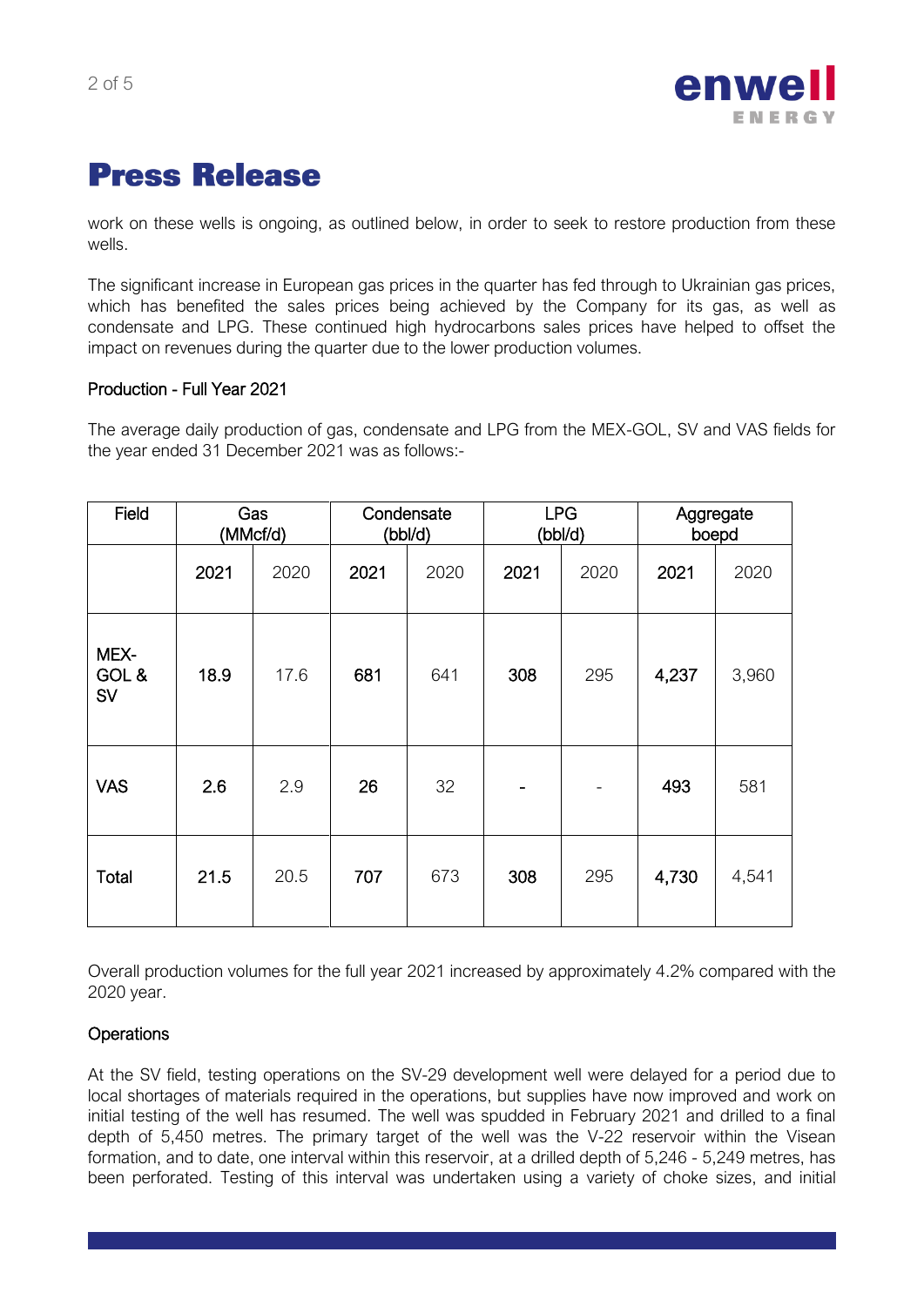# Press Release

work on these wells is ongoing, as outlined below, in order to seek to restore production from these wells.

The significant increase in European gas prices in the quarter has fed through to Ukrainian gas prices, which has benefited the sales prices being achieved by the Company for its gas, as well as condensate and LPG. These continued high hydrocarbons sales prices have helped to offset the impact on revenues during the quarter due to the lower production volumes.

Production - Full Year 2021

The average daily production of gas, condensate and LPG from the MEX-GOL, SV and VAS fields for the year ended 31 December 2021 was as follows:-

| Field | Gas (MMcf/d) | | Condensate (bbl/d) | | LPG (bbl/d) | | Aggregate boepd | |
|---|---|---|---|---|---|---|---|---|
| | **2021** | 2020 | **2021** | 2020 | **2021** | 2020 | **2021** | 2020 |
| MEX-GOL & SV | **18.9** | 17.6 | **681** | 641 | **308** | 295 | **4,237** | 3,960 |
| VAS | **2.6** | 2.9 | **26** | 32 | **-** | - | **493** | 581 |
| Total | **21.5** | 20.5 | **707** | 673 | **308** | 295 | **4,730** | 4,541 |

Overall production volumes for the full year 2021 increased by approximately 4.2% compared with the 2020 year.

Operations

At the SV field, testing operations on the SV-29 development well were delayed for a period due to local shortages of materials required in the operations, but supplies have now improved and work on initial testing of the well has resumed. The well was spudded in February 2021 and drilled to a final depth of 5,450 metres. The primary target of the well was the V-22 reservoir within the Visean formation, and to date, one interval within this reservoir, at a drilled depth of 5,246 - 5,249 metres, has been perforated. Testing of this interval was undertaken using a variety of choke sizes, and initial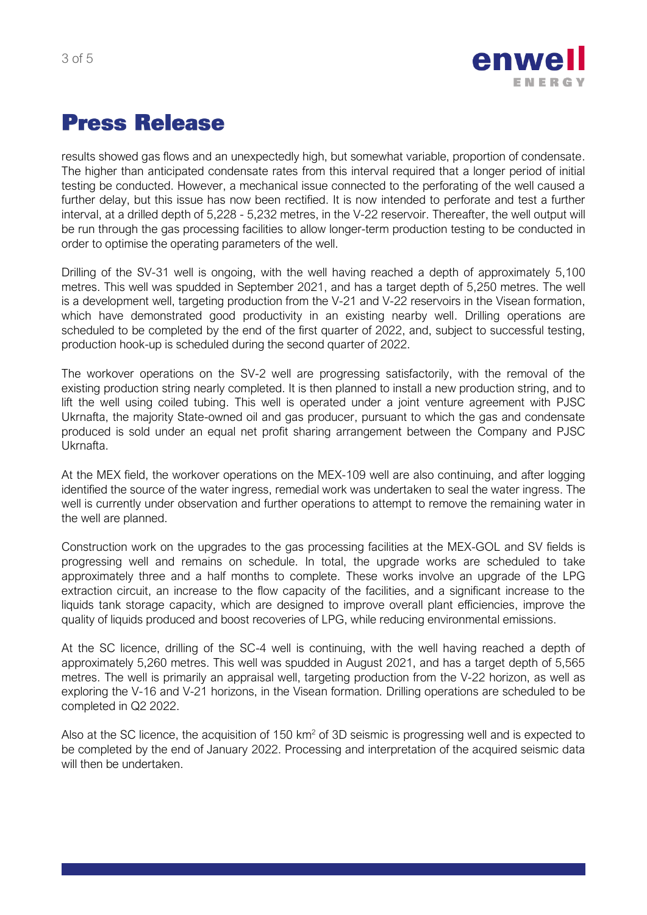# Press Release

results showed gas flows and an unexpectedly high, but somewhat variable, proportion of condensate. The higher than anticipated condensate rates from this interval required that a longer period of initial testing be conducted. However, a mechanical issue connected to the perforating of the well caused a further delay, but this issue has now been rectified. It is now intended to perforate and test a further interval, at a drilled depth of 5,228 - 5,232 metres, in the V-22 reservoir. Thereafter, the well output will be run through the gas processing facilities to allow longer-term production testing to be conducted in order to optimise the operating parameters of the well.

Drilling of the SV-31 well is ongoing, with the well having reached a depth of approximately 5,100 metres. This well was spudded in September 2021, and has a target depth of 5,250 metres. The well is a development well, targeting production from the V-21 and V-22 reservoirs in the Visean formation, which have demonstrated good productivity in an existing nearby well. Drilling operations are scheduled to be completed by the end of the first quarter of 2022, and, subject to successful testing, production hook-up is scheduled during the second quarter of 2022.

The workover operations on the SV-2 well are progressing satisfactorily, with the removal of the existing production string nearly completed. It is then planned to install a new production string, and to lift the well using coiled tubing. This well is operated under a joint venture agreement with PJSC Ukrnafta, the majority State-owned oil and gas producer, pursuant to which the gas and condensate produced is sold under an equal net profit sharing arrangement between the Company and PJSC Ukrnafta.

At the MEX field, the workover operations on the MEX-109 well are also continuing, and after logging identified the source of the water ingress, remedial work was undertaken to seal the water ingress. The well is currently under observation and further operations to attempt to remove the remaining water in the well are planned.

Construction work on the upgrades to the gas processing facilities at the MEX-GOL and SV fields is progressing well and remains on schedule. In total, the upgrade works are scheduled to take approximately three and a half months to complete. These works involve an upgrade of the LPG extraction circuit, an increase to the flow capacity of the facilities, and a significant increase to the liquids tank storage capacity, which are designed to improve overall plant efficiencies, improve the quality of liquids produced and boost recoveries of LPG, while reducing environmental emissions.

At the SC licence, drilling of the SC-4 well is continuing, with the well having reached a depth of approximately 5,260 metres. This well was spudded in August 2021, and has a target depth of 5,565 metres. The well is primarily an appraisal well, targeting production from the V-22 horizon, as well as exploring the V-16 and V-21 horizons, in the Visean formation. Drilling operations are scheduled to be completed in Q2 2022.

Also at the SC licence, the acquisition of 150 $km^2$ of 3D seismic is progressing well and is expected to be completed by the end of January 2022. Processing and interpretation of the acquired seismic data will then be undertaken.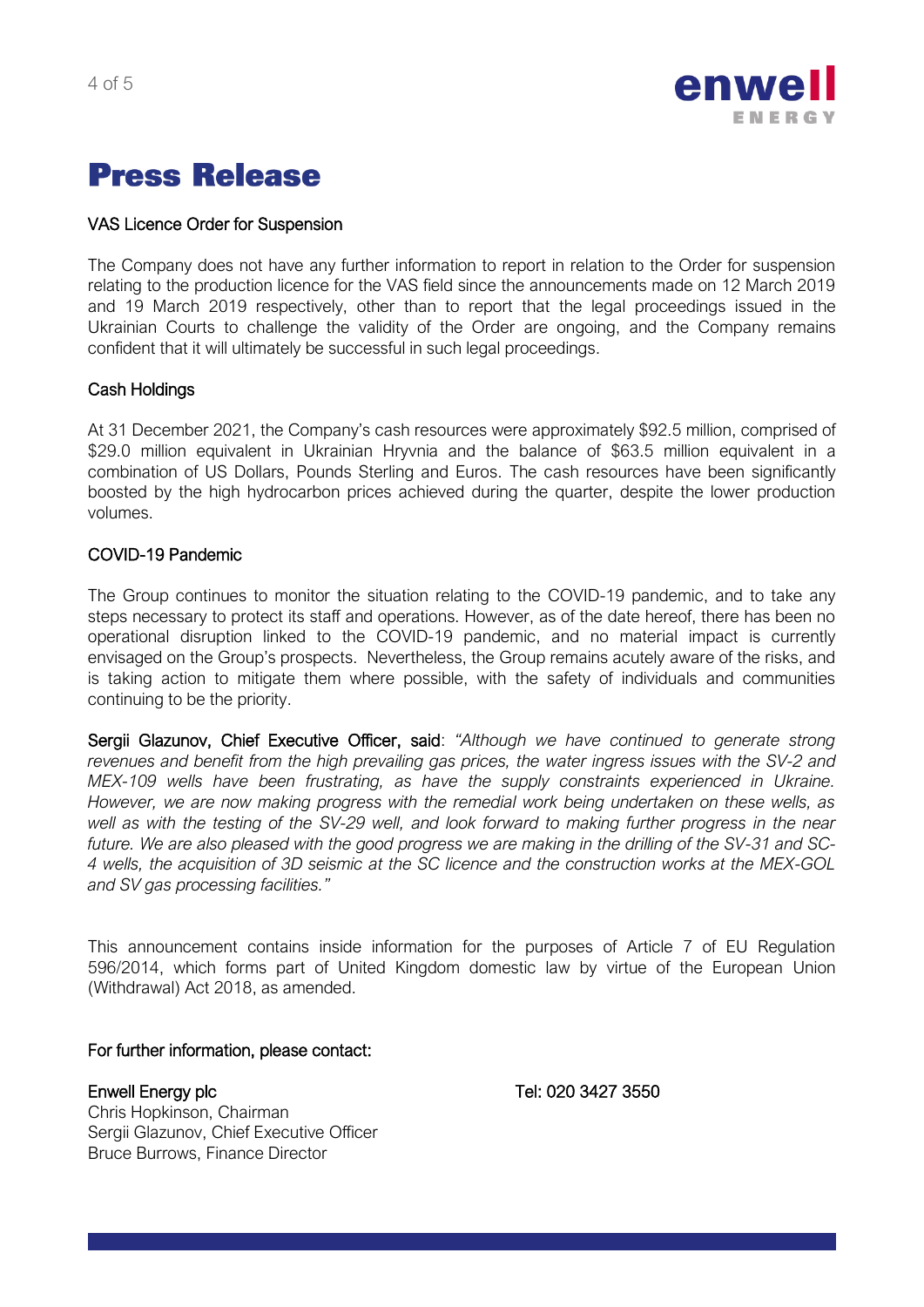# Press Release

## VAS Licence Order for Suspension

The Company does not have any further information to report in relation to the Order for suspension relating to the production licence for the VAS field since the announcements made on 12 March 2019 and 19 March 2019 respectively, other than to report that the legal proceedings issued in the Ukrainian Courts to challenge the validity of the Order are ongoing, and the Company remains confident that it will ultimately be successful in such legal proceedings.

## Cash Holdings

At 31 December 2021, the Company's cash resources were approximately $92.5 million, comprised of $29.0 million equivalent in Ukrainian Hryvnia and the balance of $63.5 million equivalent in a combination of US Dollars, Pounds Sterling and Euros. The cash resources have been significantly boosted by the high hydrocarbon prices achieved during the quarter, despite the lower production volumes.

## COVID-19 Pandemic

The Group continues to monitor the situation relating to the COVID-19 pandemic, and to take any steps necessary to protect its staff and operations. However, as of the date hereof, there has been no operational disruption linked to the COVID-19 pandemic, and no material impact is currently envisaged on the Group's prospects. Nevertheless, the Group remains acutely aware of the risks, and is taking action to mitigate them where possible, with the safety of individuals and communities continuing to be the priority.

**Sergii Glazunov, Chief Executive Officer, said**: *"Although we have continued to generate strong revenues and benefit from the high prevailing gas prices, the water ingress issues with the SV-2 and MEX-109 wells have been frustrating, as have the supply constraints experienced in Ukraine. However, we are now making progress with the remedial work being undertaken on these wells, as well as with the testing of the SV-29 well, and look forward to making further progress in the near future. We are also pleased with the good progress we are making in the drilling of the SV-31 and SC-4 wells, the acquisition of 3D seismic at the SC licence and the construction works at the MEX-GOL and SV gas processing facilities."*

This announcement contains inside information for the purposes of Article 7 of EU Regulation 596/2014, which forms part of United Kingdom domestic law by virtue of the European Union (Withdrawal) Act 2018, as amended.

**For further information, please contact:**

**Enwell Energy plc** — Tel: 020 3427 3550

Chris Hopkinson, Chairman
Sergii Glazunov, Chief Executive Officer
Bruce Burrows, Finance Director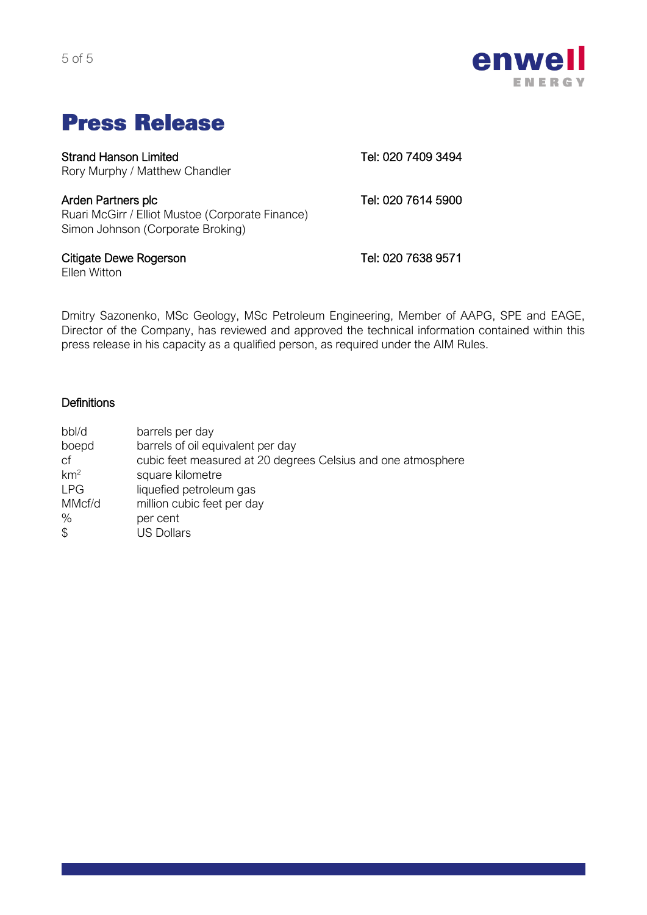# Press Release

| | |
|---|---|
| Strand Hanson Limited<br>Rory Murphy / Matthew Chandler | Tel: 020 7409 3494 |
| Arden Partners plc<br>Ruari McGirr / Elliot Mustoe (Corporate Finance)<br>Simon Johnson (Corporate Broking) | Tel: 020 7614 5900 |
| Citigate Dewe Rogerson<br>Ellen Witton | Tel: 020 7638 9571 |

Dmitry Sazonenko, MSc Geology, MSc Petroleum Engineering, Member of AAPG, SPE and EAGE, Director of the Company, has reviewed and approved the technical information contained within this press release in his capacity as a qualified person, as required under the AIM Rules.

## Definitions

| | |
|---|---|
| bbl/d | barrels per day |
| boepd | barrels of oil equivalent per day |
| cf | cubic feet measured at 20 degrees Celsius and one atmosphere |
| $km^2$ | square kilometre |
| LPG | liquefied petroleum gas |
| MMcf/d | million cubic feet per day |
| % | per cent |
| $ | US Dollars |